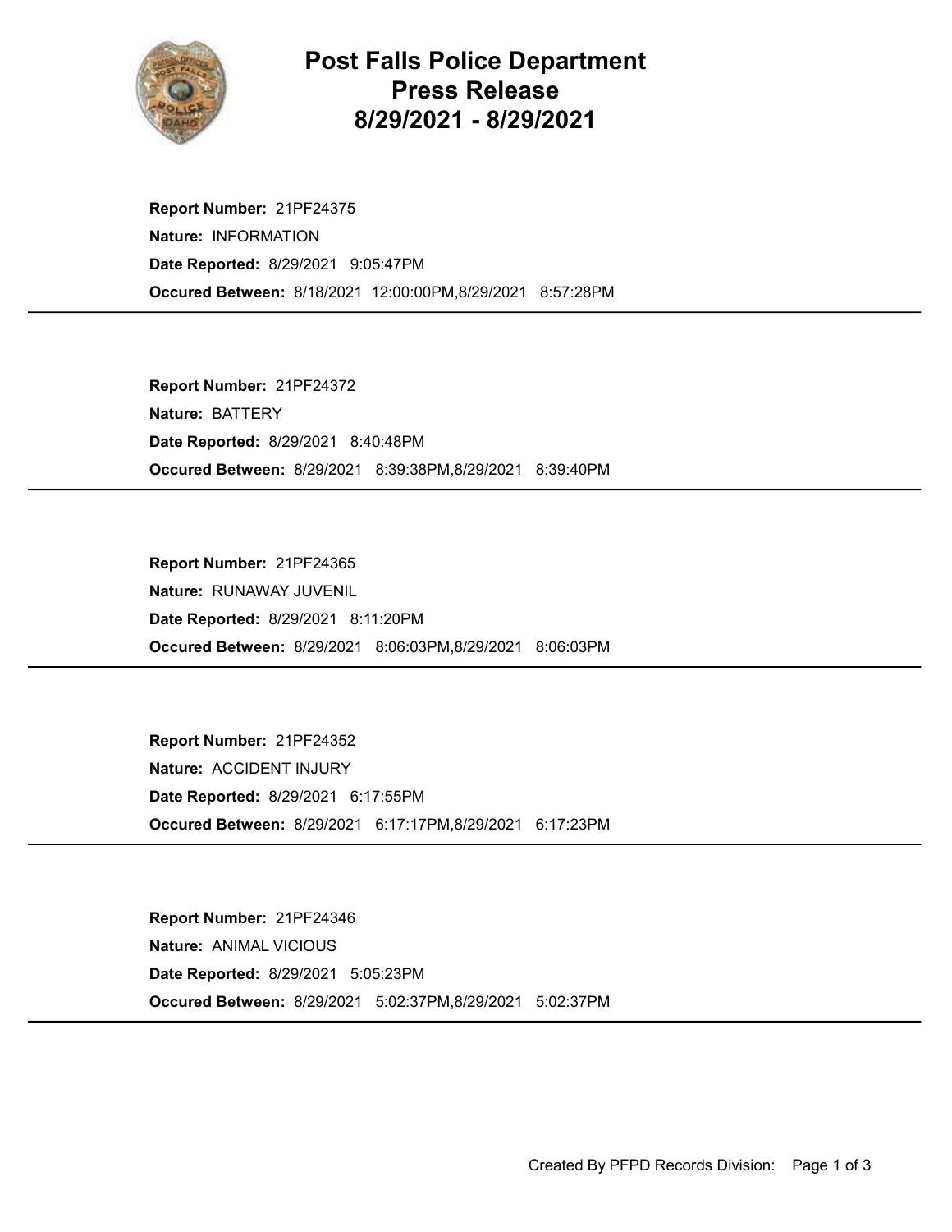# Post Falls Police Department Press Release 8/29/2021 - 8/29/2021

**Report Number:** 21PF24375
**Nature:** INFORMATION
**Date Reported:** 8/29/2021 9:05:47PM
**Occured Between:** 8/18/2021 12:00:00PM,8/29/2021 8:57:28PM

---

**Report Number:** 21PF24372
**Nature:** BATTERY
**Date Reported:** 8/29/2021 8:40:48PM
**Occured Between:** 8/29/2021 8:39:38PM,8/29/2021 8:39:40PM

---

**Report Number:** 21PF24365
**Nature:** RUNAWAY JUVENIL
**Date Reported:** 8/29/2021 8:11:20PM
**Occured Between:** 8/29/2021 8:06:03PM,8/29/2021 8:06:03PM

---

**Report Number:** 21PF24352
**Nature:** ACCIDENT INJURY
**Date Reported:** 8/29/2021 6:17:55PM
**Occured Between:** 8/29/2021 6:17:17PM,8/29/2021 6:17:23PM

---

**Report Number:** 21PF24346
**Nature:** ANIMAL VICIOUS
**Date Reported:** 8/29/2021 5:05:23PM
**Occured Between:** 8/29/2021 5:02:37PM,8/29/2021 5:02:37PM

---

Created By PFPD Records Division: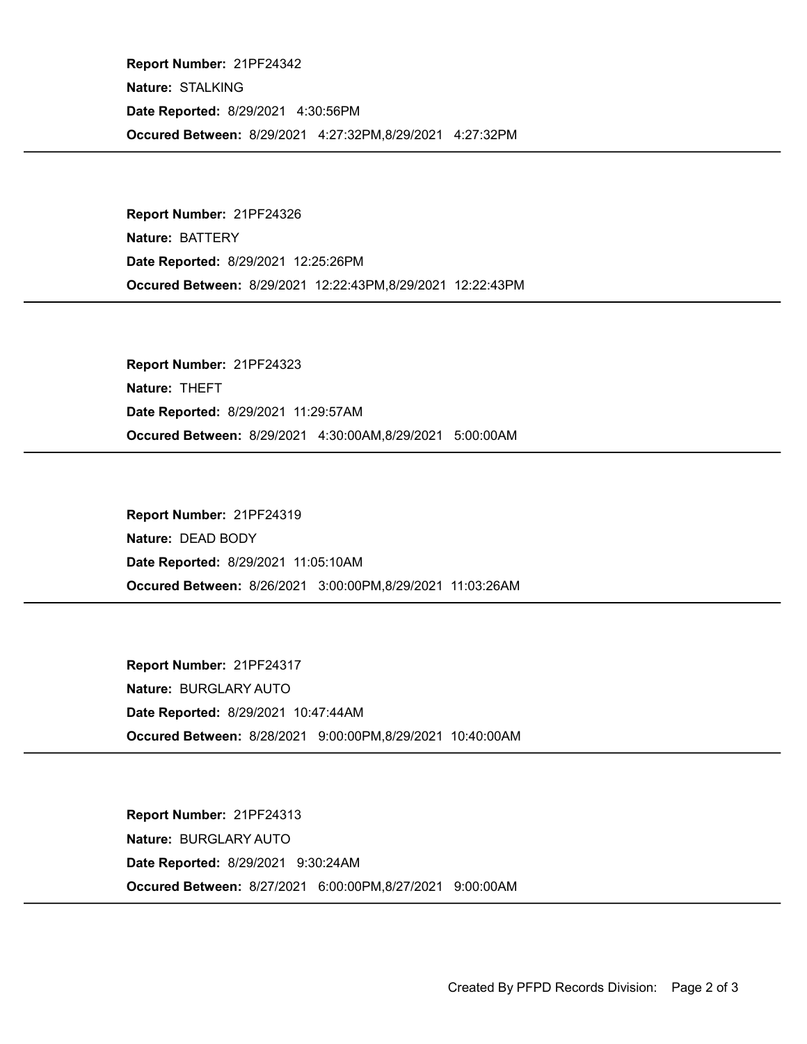**Report Number:** 21PF24342

**Nature:** STALKING

**Date Reported:** 8/29/2021 4:30:56PM

**Occured Between:** 8/29/2021 4:27:32PM,8/29/2021 4:27:32PM

---

**Report Number:** 21PF24326

**Nature:** BATTERY

**Date Reported:** 8/29/2021 12:25:26PM

**Occured Between:** 8/29/2021 12:22:43PM,8/29/2021 12:22:43PM

---

**Report Number:** 21PF24323

**Nature:** THEFT

**Date Reported:** 8/29/2021 11:29:57AM

**Occured Between:** 8/29/2021 4:30:00AM,8/29/2021 5:00:00AM

---

**Report Number:** 21PF24319

**Nature:** DEAD BODY

**Date Reported:** 8/29/2021 11:05:10AM

**Occured Between:** 8/26/2021 3:00:00PM,8/29/2021 11:03:26AM

---

**Report Number:** 21PF24317

**Nature:** BURGLARY AUTO

**Date Reported:** 8/29/2021 10:47:44AM

**Occured Between:** 8/28/2021 9:00:00PM,8/29/2021 10:40:00AM

---

**Report Number:** 21PF24313

**Nature:** BURGLARY AUTO

**Date Reported:** 8/29/2021 9:30:24AM

**Occured Between:** 8/27/2021 6:00:00PM,8/27/2021 9:00:00AM

---

Created By PFPD Records Division: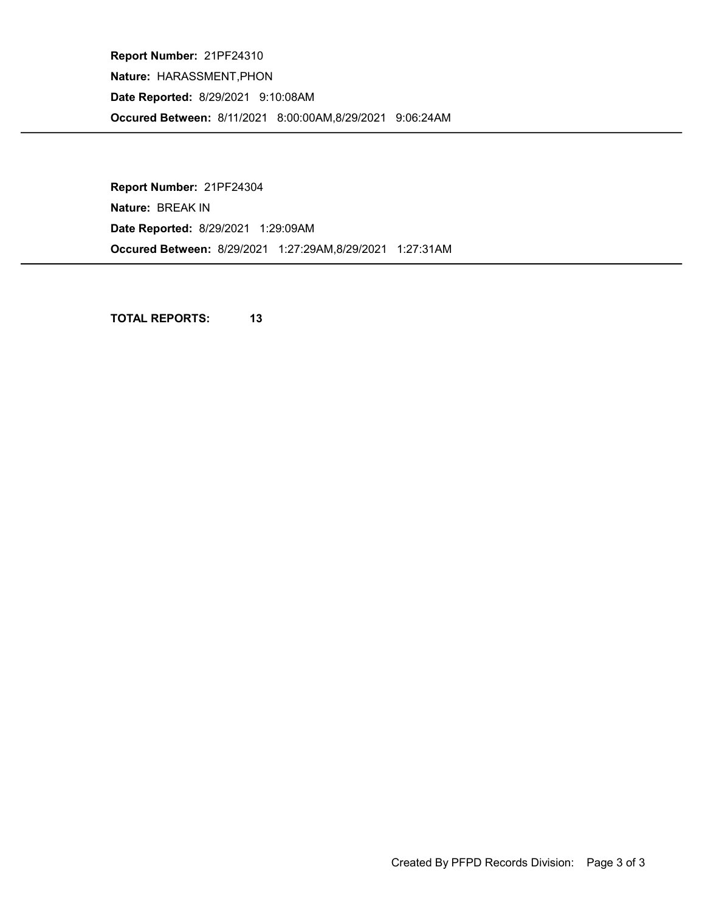**Report Number:** 21PF24310

**Nature:** HARASSMENT,PHON

**Date Reported:** 8/29/2021 9:10:08AM

**Occured Between:** 8/11/2021 8:00:00AM,8/29/2021 9:06:24AM

---

**Report Number:** 21PF24304

**Nature:** BREAK IN

**Date Reported:** 8/29/2021 1:29:09AM

**Occured Between:** 8/29/2021 1:27:29AM,8/29/2021 1:27:31AM

---

**TOTAL REPORTS: 13**

Created By PFPD Records Division: